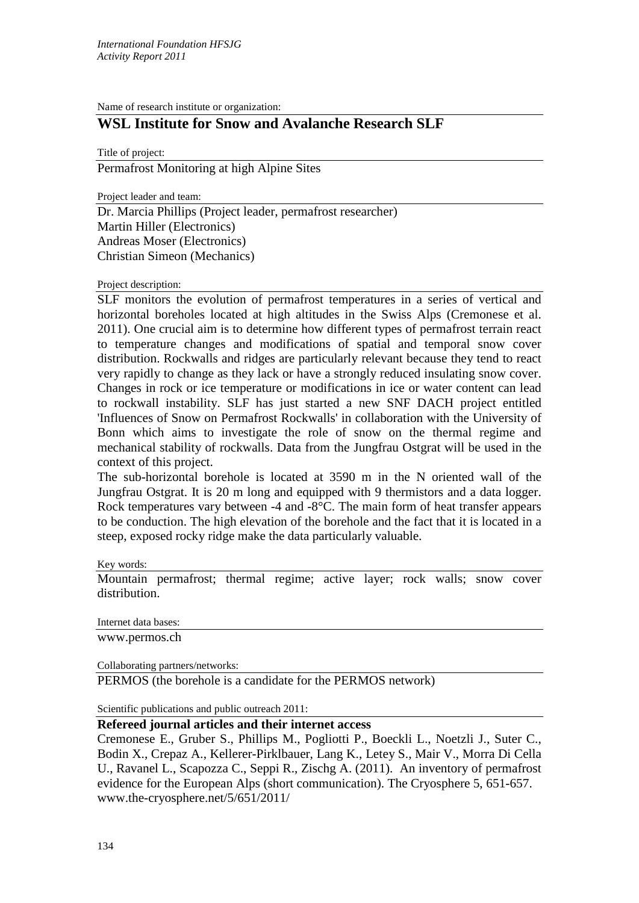Name of research institute or organization:

## WSL Institute for Snow and Avalanche Research SLF

Title of project:

Permafrost Monitoring at high Alpine Sites

Project leader and team:

Dr. Marcia Phillips (Project leader, permafrost researcher)
Martin Hiller (Electronics)
Andreas Moser (Electronics)
Christian Simeon (Mechanics)

Project description:

SLF monitors the evolution of permafrost temperatures in a series of vertical and horizontal boreholes located at high altitudes in the Swiss Alps (Cremonese et al. 2011). One crucial aim is to determine how different types of permafrost terrain react to temperature changes and modifications of spatial and temporal snow cover distribution. Rockwalls and ridges are particularly relevant because they tend to react very rapidly to change as they lack or have a strongly reduced insulating snow cover. Changes in rock or ice temperature or modifications in ice or water content can lead to rockwall instability. SLF has just started a new SNF DACH project entitled 'Influences of Snow on Permafrost Rockwalls' in collaboration with the University of Bonn which aims to investigate the role of snow on the thermal regime and mechanical stability of rockwalls. Data from the Jungfrau Ostgrat will be used in the context of this project.
The sub-horizontal borehole is located at 3590 m in the N oriented wall of the Jungfrau Ostgrat. It is 20 m long and equipped with 9 thermistors and a data logger. Rock temperatures vary between -4 and -8°C. The main form of heat transfer appears to be conduction. The high elevation of the borehole and the fact that it is located in a steep, exposed rocky ridge make the data particularly valuable.

Key words:

Mountain permafrost; thermal regime; active layer; rock walls; snow cover distribution.

Internet data bases:

www.permos.ch

Collaborating partners/networks:

PERMOS (the borehole is a candidate for the PERMOS network)

Scientific publications and public outreach 2011:

**Refereed journal articles and their internet access**

Cremonese E., Gruber S., Phillips M., Pogliotti P., Boeckli L., Noetzli J., Suter C., Bodin X., Crepaz A., Kellerer-Pirklbauer, Lang K., Letey S., Mair V., Morra Di Cella U., Ravanel L., Scapozza C., Seppi R., Zischg A. (2011). An inventory of permafrost evidence for the European Alps (short communication). The Cryosphere 5, 651-657.
www.the-cryosphere.net/5/651/2011/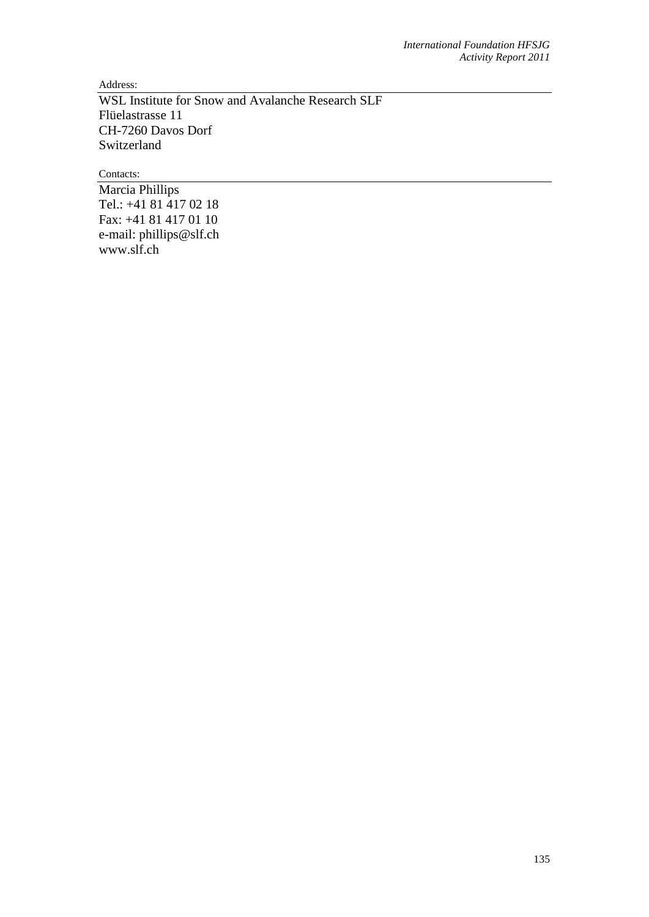Address:

WSL Institute for Snow and Avalanche Research SLF
Flüelastrasse 11
CH-7260 Davos Dorf
Switzerland

Contacts:

Marcia Phillips
Tel.: +41 81 417 02 18
Fax: +41 81 417 01 10
e-mail: phillips@slf.ch
www.slf.ch